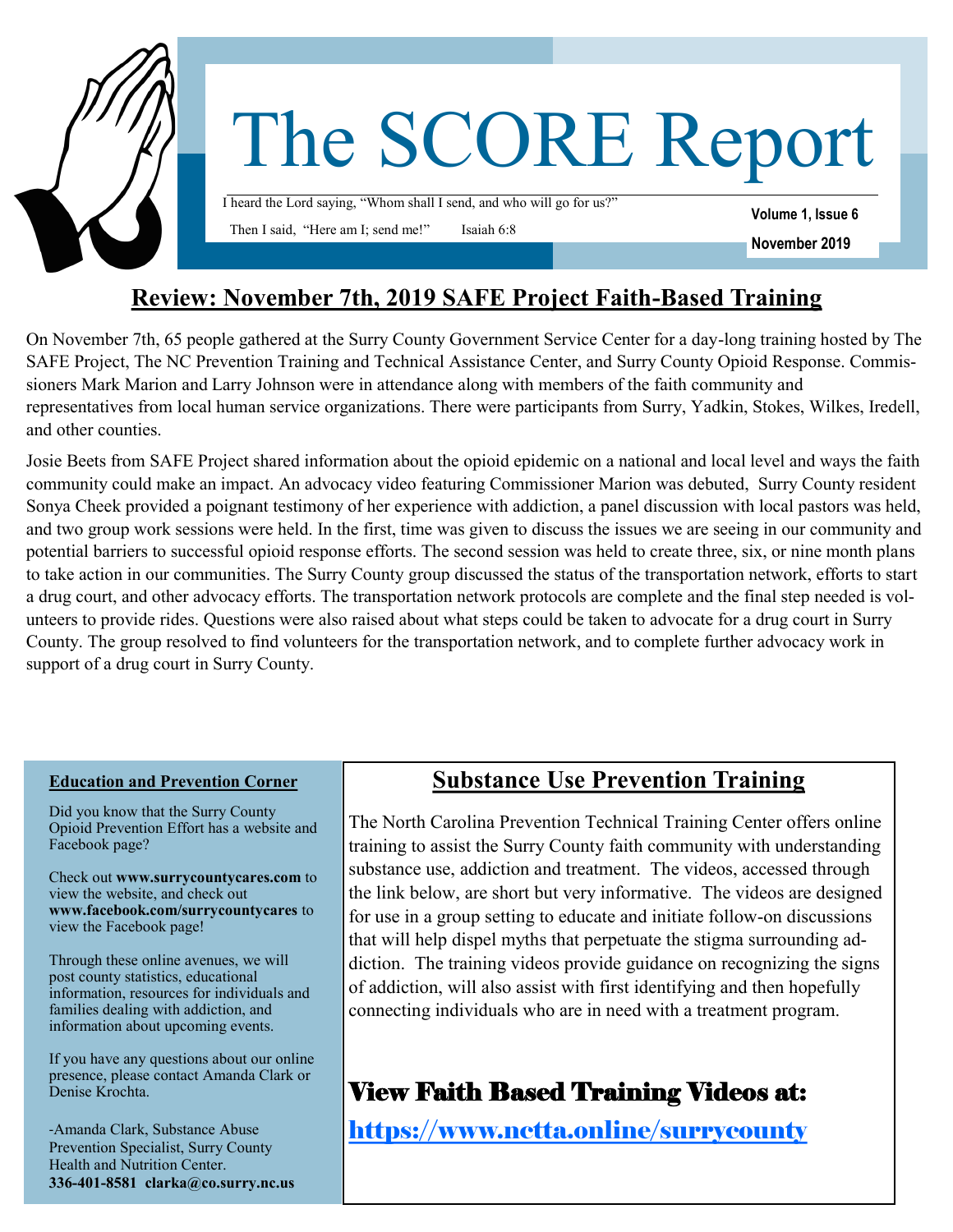# The SCORE Report

I heard the Lord saying, "Whom shall I send, and who will go for us?"

Then I said, "Here am I; send me!" Isaiah 6:8

**Volume 1, Issue 6**

**November 2019**

## Review: November 7th, 2019 SAFE Project Faith-Based Training

On November 7th, 65 people gathered at the Surry County Government Service Center for a day-long training hosted by The SAFE Project, The NC Prevention Training and Technical Assistance Center, and Surry County Opioid Response. Commissioners Mark Marion and Larry Johnson were in attendance along with members of the faith community and representatives from local human service organizations. There were participants from Surry, Yadkin, Stokes, Wilkes, Iredell, and other counties.

Josie Beets from SAFE Project shared information about the opioid epidemic on a national and local level and ways the faith community could make an impact. An advocacy video featuring Commissioner Marion was debuted, Surry County resident Sonya Cheek provided a poignant testimony of her experience with addiction, a panel discussion with local pastors was held, and two group work sessions were held. In the first, time was given to discuss the issues we are seeing in our community and potential barriers to successful opioid response efforts. The second session was held to create three, six, or nine month plans to take action in our communities. The Surry County group discussed the status of the transportation network, efforts to start a drug court, and other advocacy efforts. The transportation network protocols are complete and the final step needed is volunteers to provide rides. Questions were also raised about what steps could be taken to advocate for a drug court in Surry County. The group resolved to find volunteers for the transportation network, and to complete further advocacy work in support of a drug court in Surry County.

### Education and Prevention Corner

Did you know that the Surry County Opioid Prevention Effort has a website and Facebook page?

Check out **www.surrycountycares.com** to view the website, and check out **www.facebook.com/surrycountycares** to view the Facebook page!

Through these online avenues, we will post county statistics, educational information, resources for individuals and families dealing with addiction, and information about upcoming events.

If you have any questions about our online presence, please contact Amanda Clark or Denise Krochta.

-Amanda Clark, Substance Abuse Prevention Specialist, Surry County Health and Nutrition Center.
**336-401-8581 clarka@co.surry.nc.us**

## Substance Use Prevention Training

The North Carolina Prevention Technical Training Center offers online training to assist the Surry County faith community with understanding substance use, addiction and treatment. The videos, accessed through the link below, are short but very informative. The videos are designed for use in a group setting to educate and initiate follow-on discussions that will help dispel myths that perpetuate the stigma surrounding addiction. The training videos provide guidance on recognizing the signs of addiction, will also assist with first identifying and then hopefully connecting individuals who are in need with a treatment program.

### View Faith Based Training Videos at:

**https://www.nctta.online/surrycounty**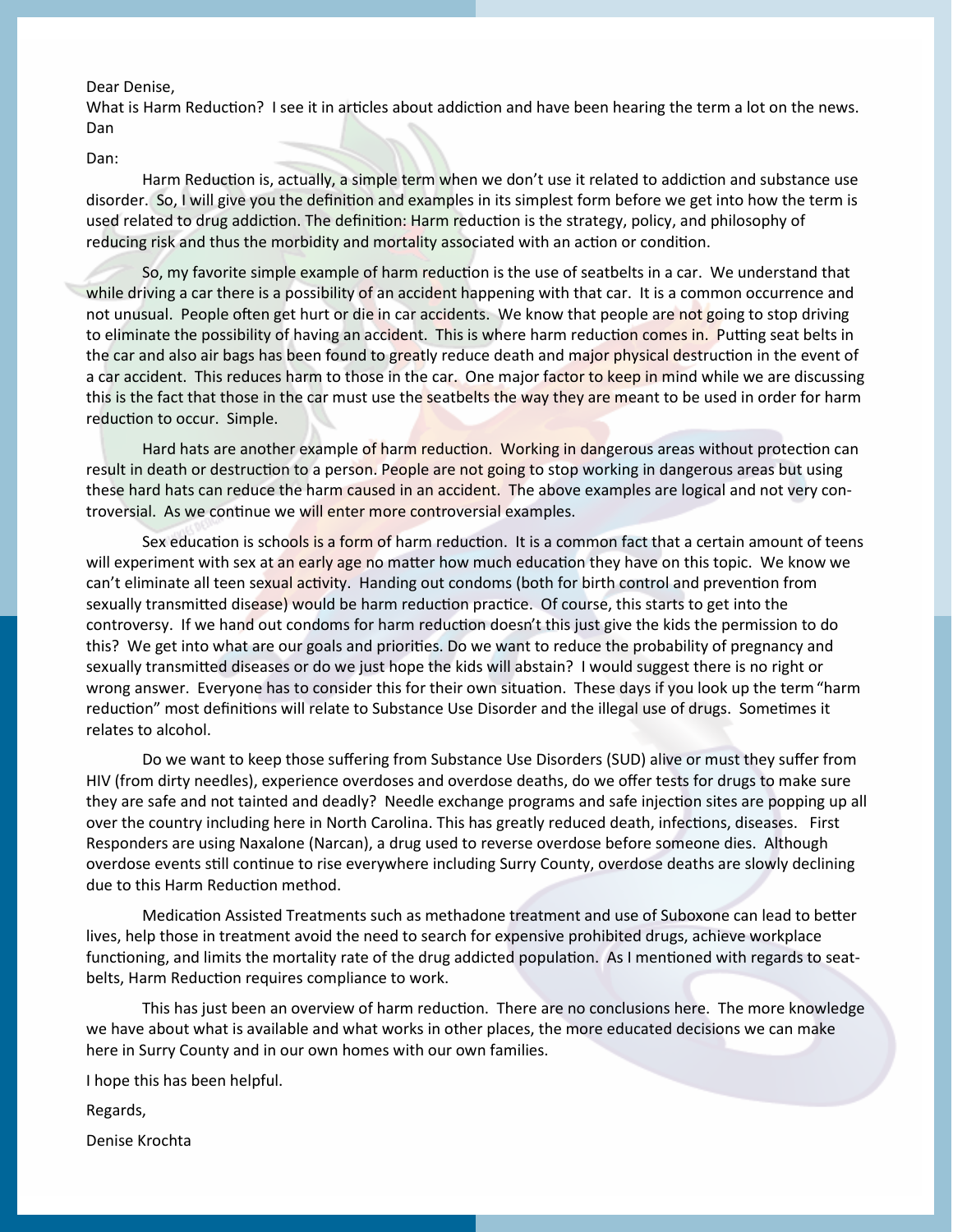Dear Denise,

What is Harm Reduction? I see it in articles about addiction and have been hearing the term a lot on the news.

Dan

Dan:

Harm Reduction is, actually, a simple term when we don't use it related to addiction and substance use disorder. So, I will give you the definition and examples in its simplest form before we get into how the term is used related to drug addiction. The definition: Harm reduction is the strategy, policy, and philosophy of reducing risk and thus the morbidity and mortality associated with an action or condition.

So, my favorite simple example of harm reduction is the use of seatbelts in a car. We understand that while driving a car there is a possibility of an accident happening with that car. It is a common occurrence and not unusual. People often get hurt or die in car accidents. We know that people are not going to stop driving to eliminate the possibility of having an accident. This is where harm reduction comes in. Putting seat belts in the car and also air bags has been found to greatly reduce death and major physical destruction in the event of a car accident. This reduces harm to those in the car. One major factor to keep in mind while we are discussing this is the fact that those in the car must use the seatbelts the way they are meant to be used in order for harm reduction to occur. Simple.

Hard hats are another example of harm reduction. Working in dangerous areas without protection can result in death or destruction to a person. People are not going to stop working in dangerous areas but using these hard hats can reduce the harm caused in an accident. The above examples are logical and not very controversial. As we continue we will enter more controversial examples.

Sex education is schools is a form of harm reduction. It is a common fact that a certain amount of teens will experiment with sex at an early age no matter how much education they have on this topic. We know we can't eliminate all teen sexual activity. Handing out condoms (both for birth control and prevention from sexually transmitted disease) would be harm reduction practice. Of course, this starts to get into the controversy. If we hand out condoms for harm reduction doesn't this just give the kids the permission to do this? We get into what are our goals and priorities. Do we want to reduce the probability of pregnancy and sexually transmitted diseases or do we just hope the kids will abstain? I would suggest there is no right or wrong answer. Everyone has to consider this for their own situation. These days if you look up the term "harm reduction" most definitions will relate to Substance Use Disorder and the illegal use of drugs. Sometimes it relates to alcohol.

Do we want to keep those suffering from Substance Use Disorders (SUD) alive or must they suffer from HIV (from dirty needles), experience overdoses and overdose deaths, do we offer tests for drugs to make sure they are safe and not tainted and deadly? Needle exchange programs and safe injection sites are popping up all over the country including here in North Carolina. This has greatly reduced death, infections, diseases. First Responders are using Naxalone (Narcan), a drug used to reverse overdose before someone dies. Although overdose events still continue to rise everywhere including Surry County, overdose deaths are slowly declining due to this Harm Reduction method.

Medication Assisted Treatments such as methadone treatment and use of Suboxone can lead to better lives, help those in treatment avoid the need to search for expensive prohibited drugs, achieve workplace functioning, and limits the mortality rate of the drug addicted population. As I mentioned with regards to seatbelts, Harm Reduction requires compliance to work.

This has just been an overview of harm reduction. There are no conclusions here. The more knowledge we have about what is available and what works in other places, the more educated decisions we can make here in Surry County and in our own homes with our own families.

I hope this has been helpful.

Regards,

Denise Krochta